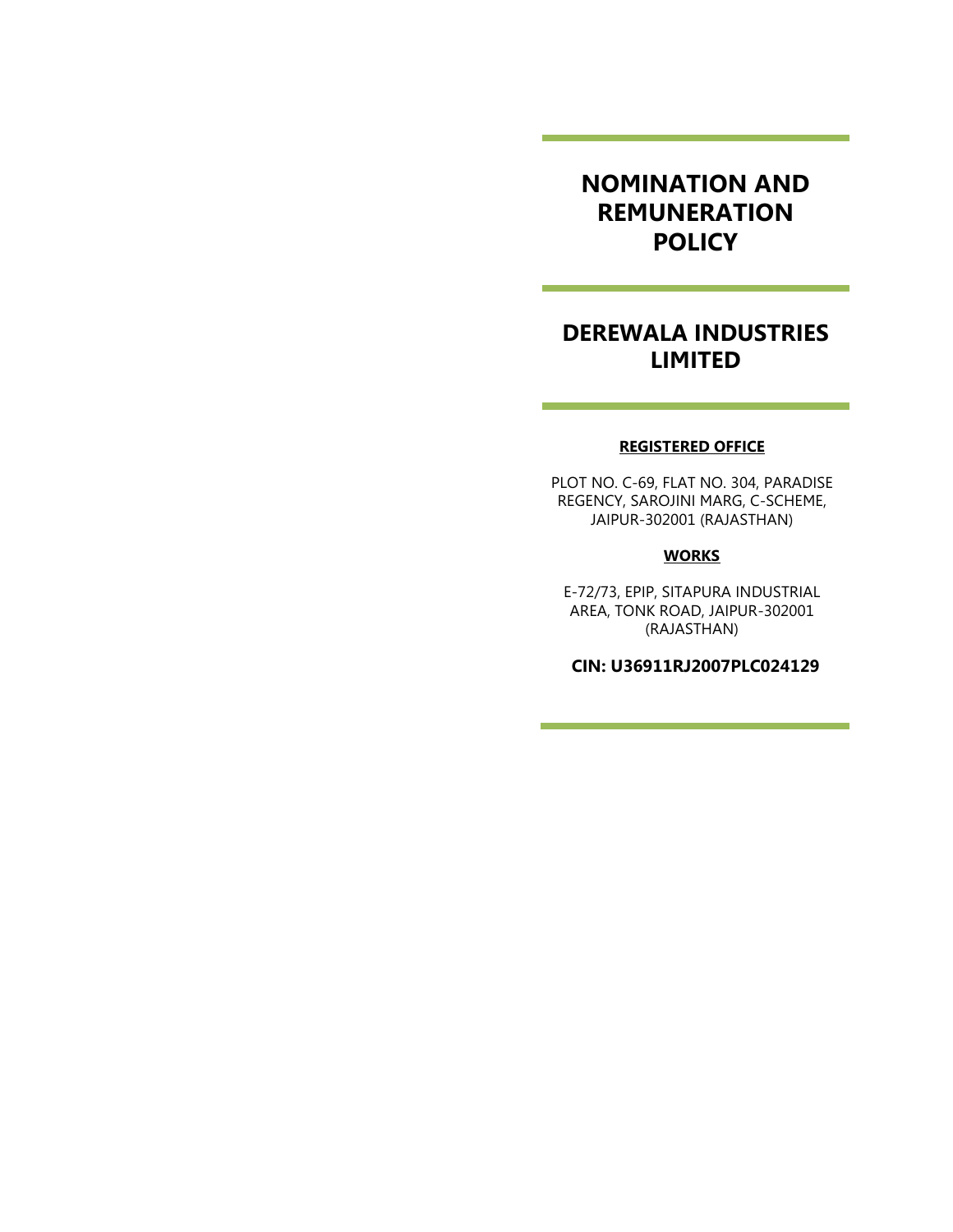# NOMINATION AND REMUNERATION POLICY

# DEREWALA INDUSTRIES LIMITED

**REGISTERED OFFICE**

PLOT NO. C-69, FLAT NO. 304, PARADISE REGENCY, SAROJINI MARG, C-SCHEME, JAIPUR-302001 (RAJASTHAN)

**WORKS**

E-72/73, EPIP, SITAPURA INDUSTRIAL AREA, TONK ROAD, JAIPUR-302001 (RAJASTHAN)

**CIN: U36911RJ2007PLC024129**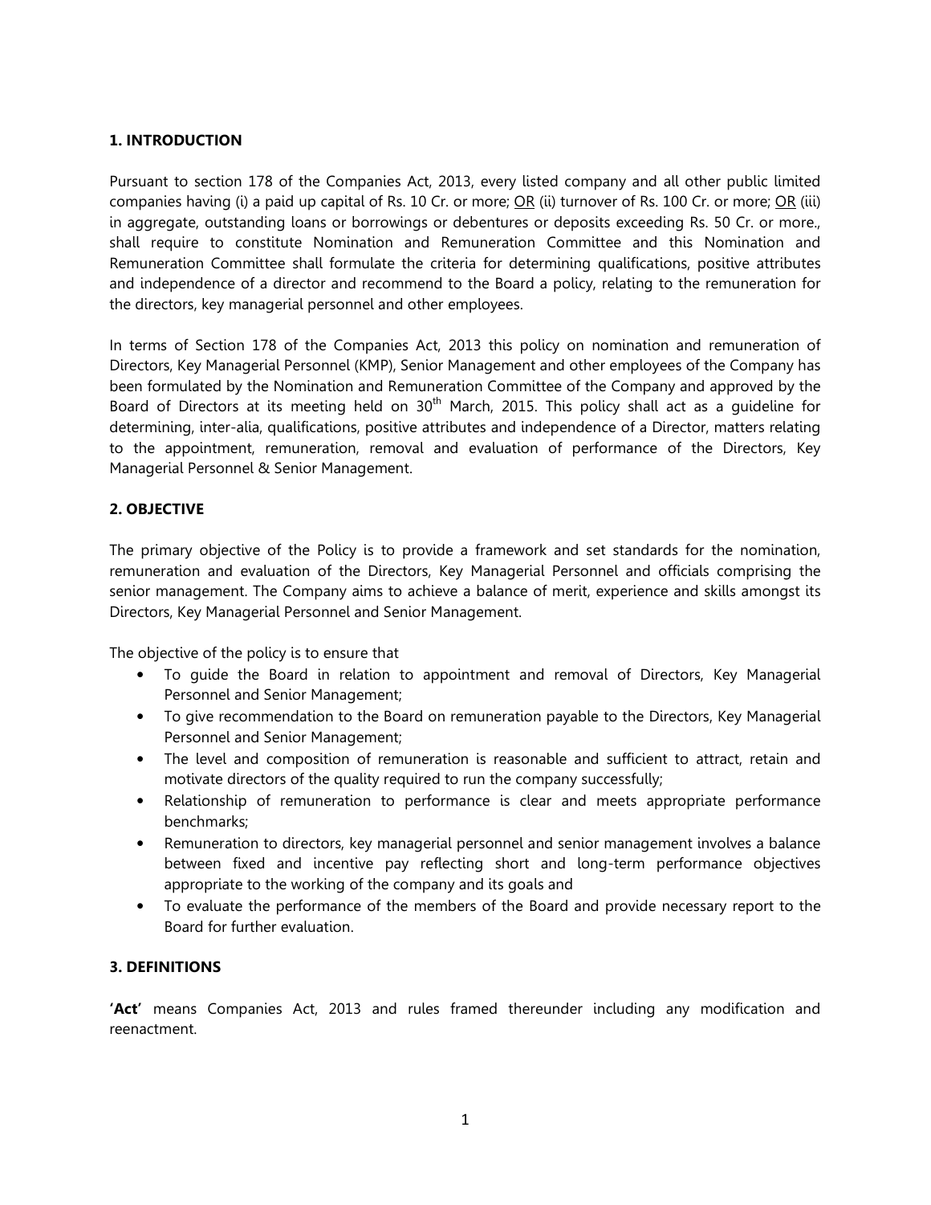## 1. INTRODUCTION

Pursuant to section 178 of the Companies Act, 2013, every listed company and all other public limited companies having (i) a paid up capital of Rs. 10 Cr. or more; OR (ii) turnover of Rs. 100 Cr. or more; OR (iii) in aggregate, outstanding loans or borrowings or debentures or deposits exceeding Rs. 50 Cr. or more., shall require to constitute Nomination and Remuneration Committee and this Nomination and Remuneration Committee shall formulate the criteria for determining qualifications, positive attributes and independence of a director and recommend to the Board a policy, relating to the remuneration for the directors, key managerial personnel and other employees.

In terms of Section 178 of the Companies Act, 2013 this policy on nomination and remuneration of Directors, Key Managerial Personnel (KMP), Senior Management and other employees of the Company has been formulated by the Nomination and Remuneration Committee of the Company and approved by the Board of Directors at its meeting held on 30th March, 2015. This policy shall act as a guideline for determining, inter-alia, qualifications, positive attributes and independence of a Director, matters relating to the appointment, remuneration, removal and evaluation of performance of the Directors, Key Managerial Personnel & Senior Management.

## 2. OBJECTIVE

The primary objective of the Policy is to provide a framework and set standards for the nomination, remuneration and evaluation of the Directors, Key Managerial Personnel and officials comprising the senior management. The Company aims to achieve a balance of merit, experience and skills amongst its Directors, Key Managerial Personnel and Senior Management.

The objective of the policy is to ensure that

- To guide the Board in relation to appointment and removal of Directors, Key Managerial Personnel and Senior Management;
- To give recommendation to the Board on remuneration payable to the Directors, Key Managerial Personnel and Senior Management;
- The level and composition of remuneration is reasonable and sufficient to attract, retain and motivate directors of the quality required to run the company successfully;
- Relationship of remuneration to performance is clear and meets appropriate performance benchmarks;
- Remuneration to directors, key managerial personnel and senior management involves a balance between fixed and incentive pay reflecting short and long-term performance objectives appropriate to the working of the company and its goals and
- To evaluate the performance of the members of the Board and provide necessary report to the Board for further evaluation.

## 3. DEFINITIONS

**'Act'** means Companies Act, 2013 and rules framed thereunder including any modification and reenactment.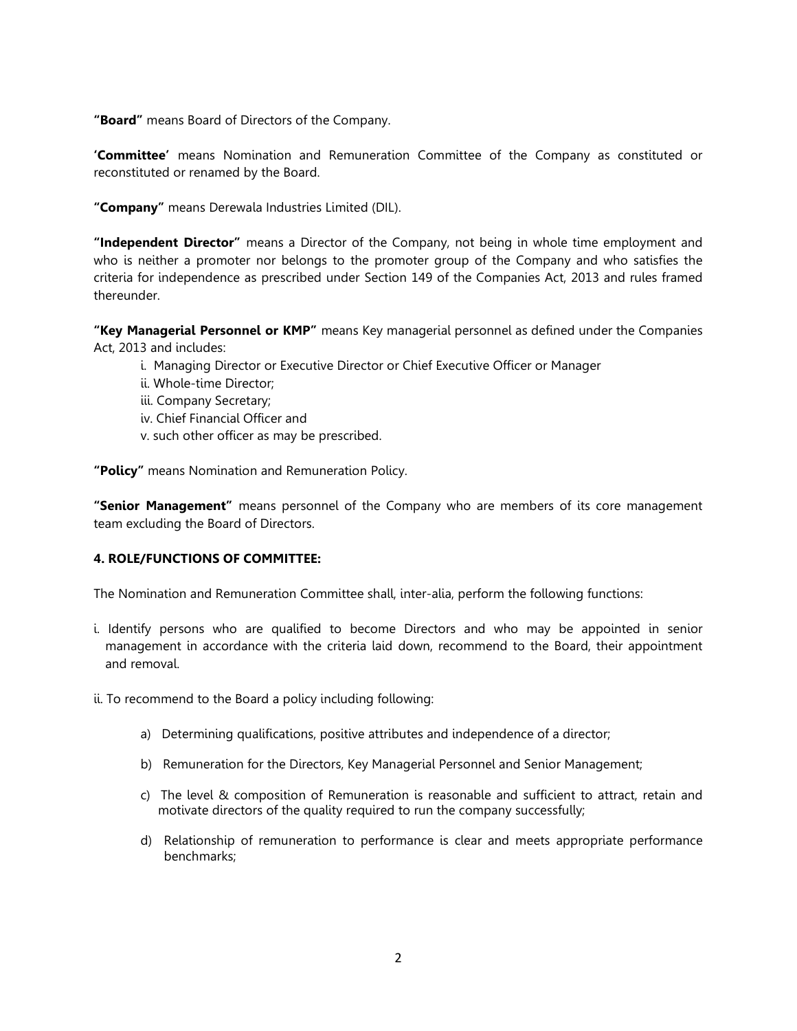**"Board"** means Board of Directors of the Company.

**'Committee'** means Nomination and Remuneration Committee of the Company as constituted or reconstituted or renamed by the Board.

**"Company"** means Derewala Industries Limited (DIL).

**"Independent Director"** means a Director of the Company, not being in whole time employment and who is neither a promoter nor belongs to the promoter group of the Company and who satisfies the criteria for independence as prescribed under Section 149 of the Companies Act, 2013 and rules framed thereunder.

**"Key Managerial Personnel or KMP"** means Key managerial personnel as defined under the Companies Act, 2013 and includes:

i. Managing Director or Executive Director or Chief Executive Officer or Manager
ii. Whole-time Director;
iii. Company Secretary;
iv. Chief Financial Officer and
v. such other officer as may be prescribed.

**"Policy"** means Nomination and Remuneration Policy.

**"Senior Management"** means personnel of the Company who are members of its core management team excluding the Board of Directors.

**4. ROLE/FUNCTIONS OF COMMITTEE:**

The Nomination and Remuneration Committee shall, inter-alia, perform the following functions:

i. Identify persons who are qualified to become Directors and who may be appointed in senior management in accordance with the criteria laid down, recommend to the Board, their appointment and removal.

ii. To recommend to the Board a policy including following:

a) Determining qualifications, positive attributes and independence of a director;

b) Remuneration for the Directors, Key Managerial Personnel and Senior Management;

c) The level & composition of Remuneration is reasonable and sufficient to attract, retain and motivate directors of the quality required to run the company successfully;

d) Relationship of remuneration to performance is clear and meets appropriate performance benchmarks;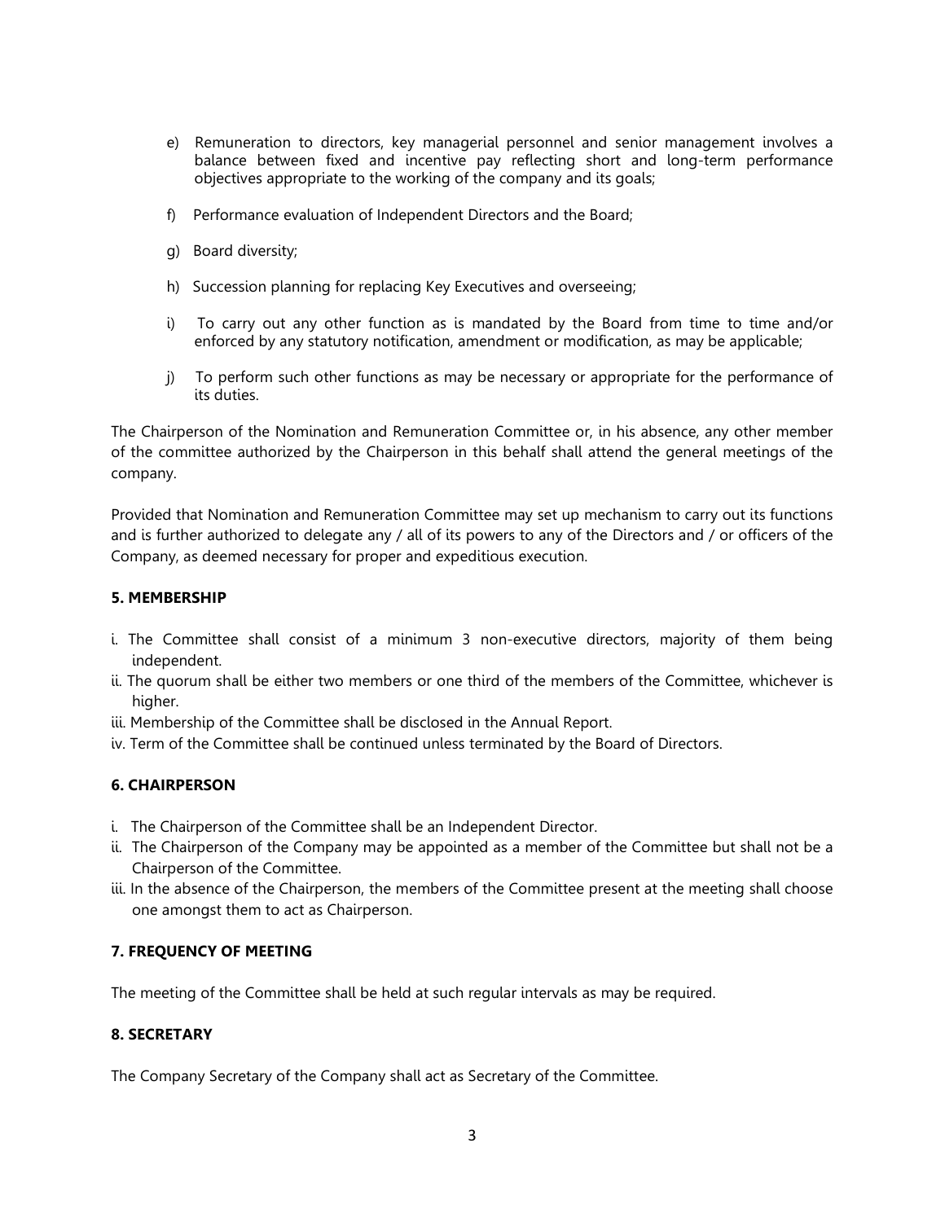e) Remuneration to directors, key managerial personnel and senior management involves a balance between fixed and incentive pay reflecting short and long-term performance objectives appropriate to the working of the company and its goals;

f) Performance evaluation of Independent Directors and the Board;

g) Board diversity;

h) Succession planning for replacing Key Executives and overseeing;

i) To carry out any other function as is mandated by the Board from time to time and/or enforced by any statutory notification, amendment or modification, as may be applicable;

j) To perform such other functions as may be necessary or appropriate for the performance of its duties.

The Chairperson of the Nomination and Remuneration Committee or, in his absence, any other member of the committee authorized by the Chairperson in this behalf shall attend the general meetings of the company.

Provided that Nomination and Remuneration Committee may set up mechanism to carry out its functions and is further authorized to delegate any / all of its powers to any of the Directors and / or officers of the Company, as deemed necessary for proper and expeditious execution.

**5. MEMBERSHIP**

i. The Committee shall consist of a minimum 3 non-executive directors, majority of them being independent.
ii. The quorum shall be either two members or one third of the members of the Committee, whichever is higher.
iii. Membership of the Committee shall be disclosed in the Annual Report.
iv. Term of the Committee shall be continued unless terminated by the Board of Directors.

**6. CHAIRPERSON**

i. The Chairperson of the Committee shall be an Independent Director.
ii. The Chairperson of the Company may be appointed as a member of the Committee but shall not be a Chairperson of the Committee.
iii. In the absence of the Chairperson, the members of the Committee present at the meeting shall choose one amongst them to act as Chairperson.

**7. FREQUENCY OF MEETING**

The meeting of the Committee shall be held at such regular intervals as may be required.

**8. SECRETARY**

The Company Secretary of the Company shall act as Secretary of the Committee.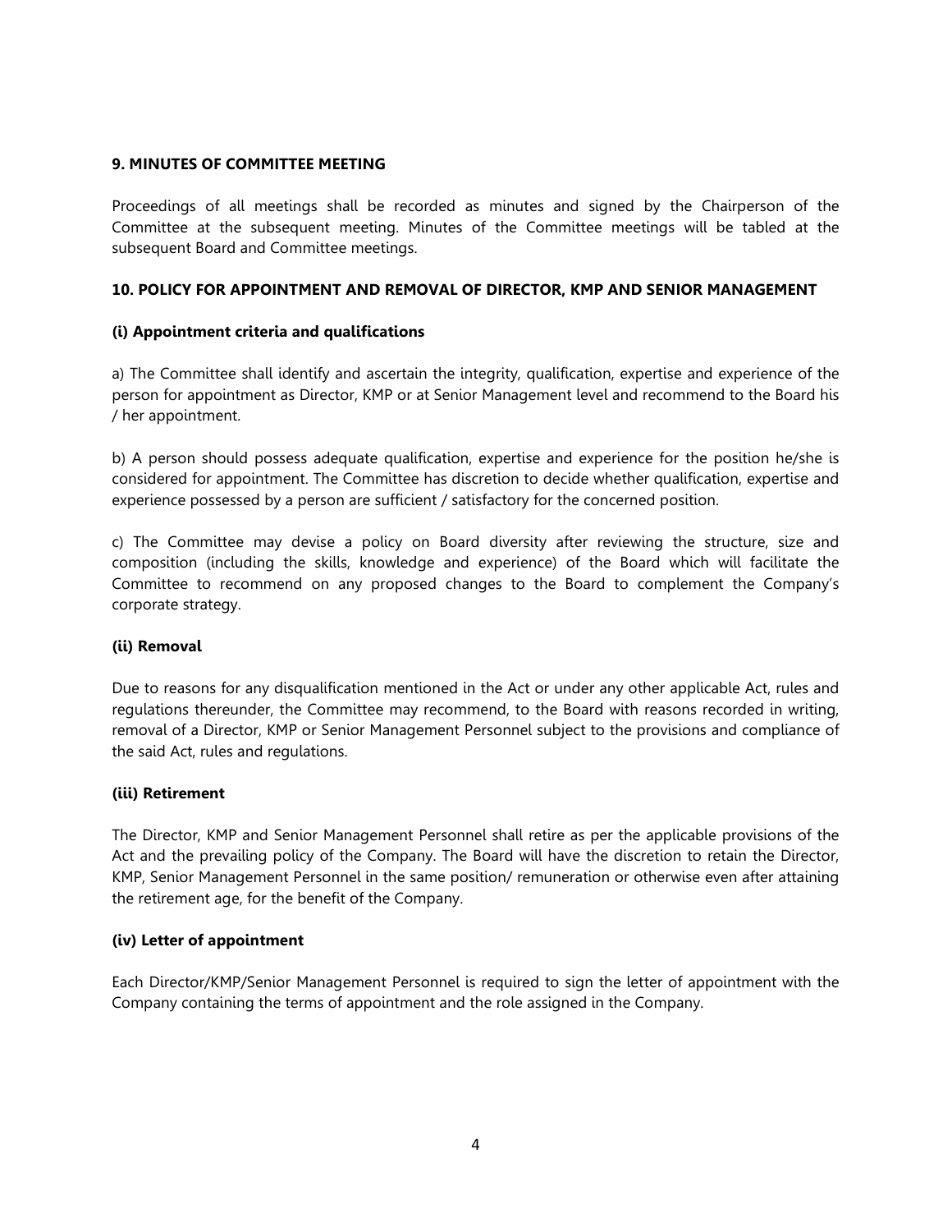**9. MINUTES OF COMMITTEE MEETING**

Proceedings of all meetings shall be recorded as minutes and signed by the Chairperson of the Committee at the subsequent meeting. Minutes of the Committee meetings will be tabled at the subsequent Board and Committee meetings.

**10. POLICY FOR APPOINTMENT AND REMOVAL OF DIRECTOR, KMP AND SENIOR MANAGEMENT**

**(i) Appointment criteria and qualifications**

a) The Committee shall identify and ascertain the integrity, qualification, expertise and experience of the person for appointment as Director, KMP or at Senior Management level and recommend to the Board his / her appointment.

b) A person should possess adequate qualification, expertise and experience for the position he/she is considered for appointment. The Committee has discretion to decide whether qualification, expertise and experience possessed by a person are sufficient / satisfactory for the concerned position.

c) The Committee may devise a policy on Board diversity after reviewing the structure, size and composition (including the skills, knowledge and experience) of the Board which will facilitate the Committee to recommend on any proposed changes to the Board to complement the Company's corporate strategy.

**(ii) Removal**

Due to reasons for any disqualification mentioned in the Act or under any other applicable Act, rules and regulations thereunder, the Committee may recommend, to the Board with reasons recorded in writing, removal of a Director, KMP or Senior Management Personnel subject to the provisions and compliance of the said Act, rules and regulations.

**(iii) Retirement**

The Director, KMP and Senior Management Personnel shall retire as per the applicable provisions of the Act and the prevailing policy of the Company. The Board will have the discretion to retain the Director, KMP, Senior Management Personnel in the same position/ remuneration or otherwise even after attaining the retirement age, for the benefit of the Company.

**(iv) Letter of appointment**

Each Director/KMP/Senior Management Personnel is required to sign the letter of appointment with the Company containing the terms of appointment and the role assigned in the Company.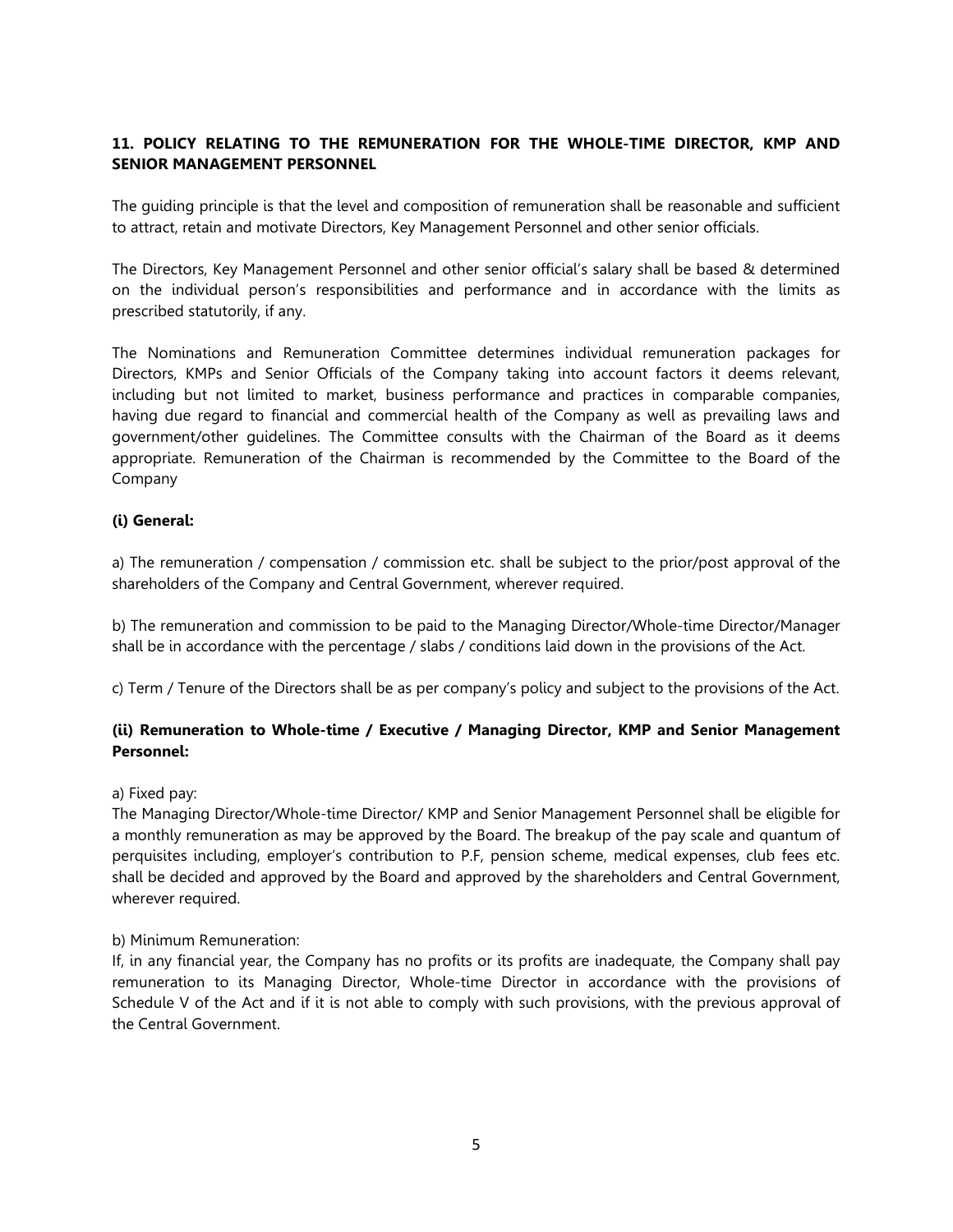## 11. POLICY RELATING TO THE REMUNERATION FOR THE WHOLE-TIME DIRECTOR, KMP AND SENIOR MANAGEMENT PERSONNEL

The guiding principle is that the level and composition of remuneration shall be reasonable and sufficient to attract, retain and motivate Directors, Key Management Personnel and other senior officials.

The Directors, Key Management Personnel and other senior official's salary shall be based & determined on the individual person's responsibilities and performance and in accordance with the limits as prescribed statutorily, if any.

The Nominations and Remuneration Committee determines individual remuneration packages for Directors, KMPs and Senior Officials of the Company taking into account factors it deems relevant, including but not limited to market, business performance and practices in comparable companies, having due regard to financial and commercial health of the Company as well as prevailing laws and government/other guidelines. The Committee consults with the Chairman of the Board as it deems appropriate. Remuneration of the Chairman is recommended by the Committee to the Board of the Company

### (i) General:

a) The remuneration / compensation / commission etc. shall be subject to the prior/post approval of the shareholders of the Company and Central Government, wherever required.

b) The remuneration and commission to be paid to the Managing Director/Whole-time Director/Manager shall be in accordance with the percentage / slabs / conditions laid down in the provisions of the Act.

c) Term / Tenure of the Directors shall be as per company's policy and subject to the provisions of the Act.

### (ii) Remuneration to Whole-time / Executive / Managing Director, KMP and Senior Management Personnel:

a) Fixed pay:
The Managing Director/Whole-time Director/ KMP and Senior Management Personnel shall be eligible for a monthly remuneration as may be approved by the Board. The breakup of the pay scale and quantum of perquisites including, employer's contribution to P.F, pension scheme, medical expenses, club fees etc. shall be decided and approved by the Board and approved by the shareholders and Central Government, wherever required.

b) Minimum Remuneration:
If, in any financial year, the Company has no profits or its profits are inadequate, the Company shall pay remuneration to its Managing Director, Whole-time Director in accordance with the provisions of Schedule V of the Act and if it is not able to comply with such provisions, with the previous approval of the Central Government.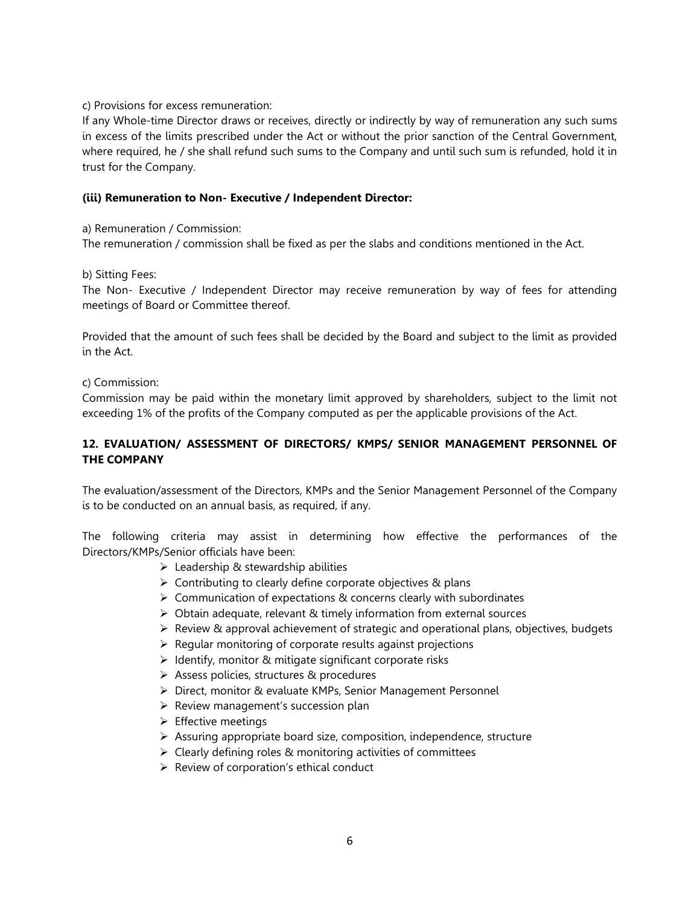c) Provisions for excess remuneration:

If any Whole-time Director draws or receives, directly or indirectly by way of remuneration any such sums in excess of the limits prescribed under the Act or without the prior sanction of the Central Government, where required, he / she shall refund such sums to the Company and until such sum is refunded, hold it in trust for the Company.

**(iii) Remuneration to Non- Executive / Independent Director:**

a) Remuneration / Commission:

The remuneration / commission shall be fixed as per the slabs and conditions mentioned in the Act.

b) Sitting Fees:

The Non- Executive / Independent Director may receive remuneration by way of fees for attending meetings of Board or Committee thereof.

Provided that the amount of such fees shall be decided by the Board and subject to the limit as provided in the Act.

c) Commission:

Commission may be paid within the monetary limit approved by shareholders, subject to the limit not exceeding 1% of the profits of the Company computed as per the applicable provisions of the Act.

## 12. EVALUATION/ ASSESSMENT OF DIRECTORS/ KMPS/ SENIOR MANAGEMENT PERSONNEL OF THE COMPANY

The evaluation/assessment of the Directors, KMPs and the Senior Management Personnel of the Company is to be conducted on an annual basis, as required, if any.

The following criteria may assist in determining how effective the performances of the Directors/KMPs/Senior officials have been:

- Leadership & stewardship abilities
- Contributing to clearly define corporate objectives & plans
- Communication of expectations & concerns clearly with subordinates
- Obtain adequate, relevant & timely information from external sources
- Review & approval achievement of strategic and operational plans, objectives, budgets
- Regular monitoring of corporate results against projections
- Identify, monitor & mitigate significant corporate risks
- Assess policies, structures & procedures
- Direct, monitor & evaluate KMPs, Senior Management Personnel
- Review management's succession plan
- Effective meetings
- Assuring appropriate board size, composition, independence, structure
- Clearly defining roles & monitoring activities of committees
- Review of corporation's ethical conduct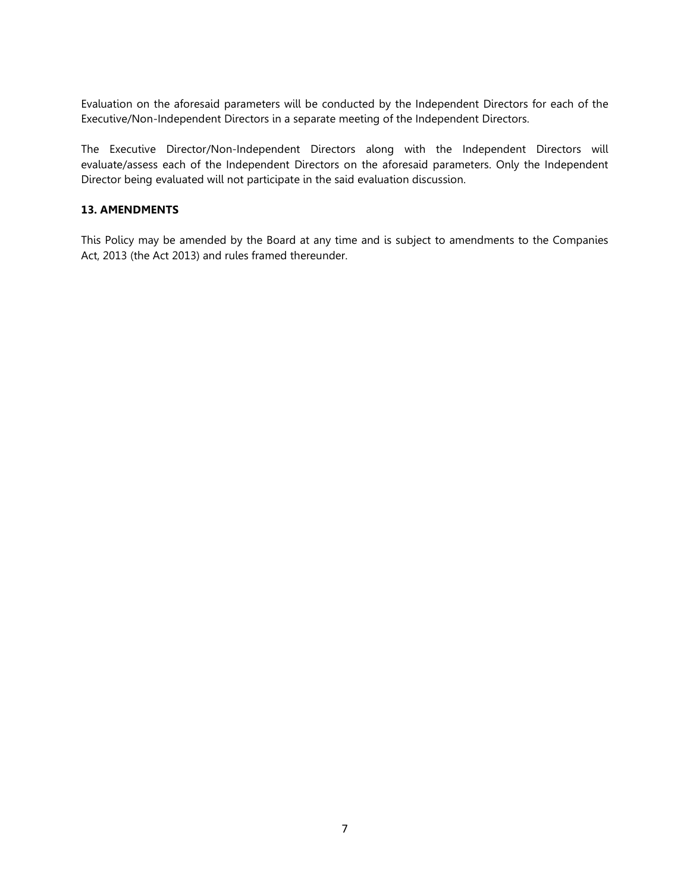Evaluation on the aforesaid parameters will be conducted by the Independent Directors for each of the Executive/Non-Independent Directors in a separate meeting of the Independent Directors.

The Executive Director/Non-Independent Directors along with the Independent Directors will evaluate/assess each of the Independent Directors on the aforesaid parameters. Only the Independent Director being evaluated will not participate in the said evaluation discussion.

**13. AMENDMENTS**

This Policy may be amended by the Board at any time and is subject to amendments to the Companies Act, 2013 (the Act 2013) and rules framed thereunder.